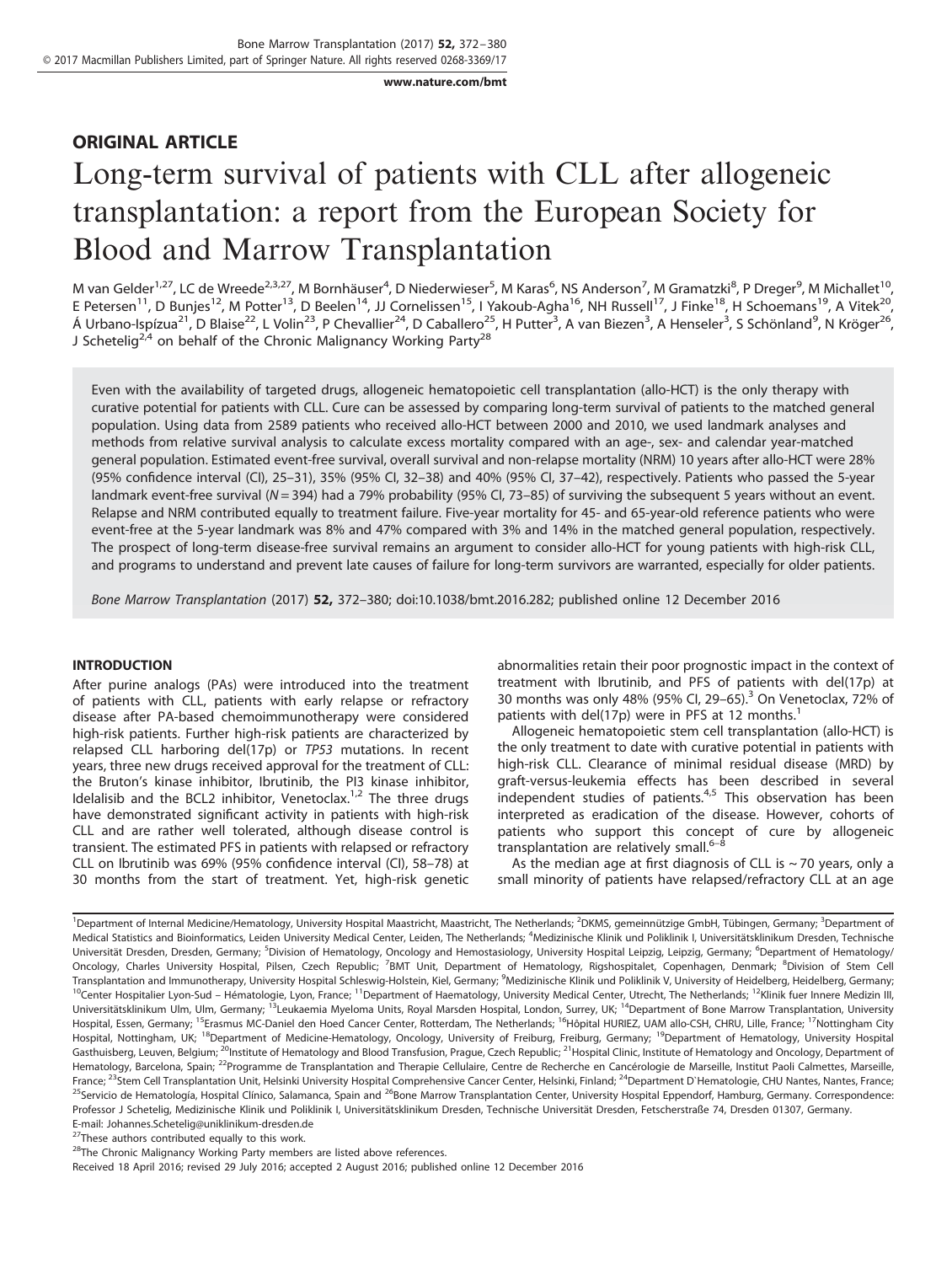## ORIGINAL ARTICLE

# Long-term survival of patients with CLL after allogeneic transplantation: a report from the European Society for Blood and Marrow Transplantation

M van Gelder[1,27], LC de Wreede[2,3,27], M Bornhäuser[4], D Niederwieser[5], M Karas[6], NS Anderson[7], M Gramatzki[8], P Dreger[9], M Michallet[10], E Petersen[11], D Bunjes[12], M Potter[13], D Beelen[14], JJ Cornelissen[15], I Yakoub-Agha[16], NH Russell[17], J Finke[18], H Schoemans[19], A Vitek[20], Á Urbano-Ispízua[21], D Blaise[22], L Volin[23], P Chevallier[24], D Caballero[25], H Putter[3], A van Biezen[3], A Henseler[3], S Schönland[9], N Kröger[26], J Schetelig[2,4] on behalf of the Chronic Malignancy Working Party[28]

Even with the availability of targeted drugs, allogeneic hematopoietic cell transplantation (allo-HCT) is the only therapy with curative potential for patients with CLL. Cure can be assessed by comparing long-term survival of patients to the matched general population. Using data from 2589 patients who received allo-HCT between 2000 and 2010, we used landmark analyses and methods from relative survival analysis to calculate excess mortality compared with an age-, sex- and calendar year-matched general population. Estimated event-free survival, overall survival and non-relapse mortality (NRM) 10 years after allo-HCT were 28% (95% confidence interval (CI), 25–31), 35% (95% CI, 32–38) and 40% (95% CI, 37–42), respectively. Patients who passed the 5-year landmark event-free survival ($N = 394$) had a 79% probability (95% CI, 73–85) of surviving the subsequent 5 years without an event. Relapse and NRM contributed equally to treatment failure. Five-year mortality for 45- and 65-year-old reference patients who were event-free at the 5-year landmark was 8% and 47% compared with 3% and 14% in the matched general population, respectively. The prospect of long-term disease-free survival remains an argument to consider allo-HCT for young patients with high-risk CLL, and programs to understand and prevent late causes of failure for long-term survivors are warranted, especially for older patients.

*Bone Marrow Transplantation* (2017) **52,** 372–380; doi:10.1038/bmt.2016.282; published online 12 December 2016

## INTRODUCTION

After purine analogs (PAs) were introduced into the treatment of patients with CLL, patients with early relapse or refractory disease after PA-based chemoimmunotherapy were considered high-risk patients. Further high-risk patients are characterized by relapsed CLL harboring del(17p) or *TP53* mutations. In recent years, three new drugs received approval for the treatment of CLL: the Bruton's kinase inhibitor, Ibrutinib, the PI3 kinase inhibitor, Idelalisib and the BCL2 inhibitor, Venetoclax.[1,2] The three drugs have demonstrated significant activity in patients with high-risk CLL and are rather well tolerated, although disease control is transient. The estimated PFS in patients with relapsed or refractory CLL on Ibrutinib was 69% (95% confidence interval (CI), 58–78) at 30 months from the start of treatment. Yet, high-risk genetic abnormalities retain their poor prognostic impact in the context of treatment with Ibrutinib, and PFS of patients with del(17p) at 30 months was only 48% (95% CI, 29–65).[3] On Venetoclax, 72% of patients with del(17p) were in PFS at 12 months.[1]

Allogeneic hematopoietic stem cell transplantation (allo-HCT) is the only treatment to date with curative potential in patients with high-risk CLL. Clearance of minimal residual disease (MRD) by graft-versus-leukemia effects has been described in several independent studies of patients.[4,5] This observation has been interpreted as eradication of the disease. However, cohorts of patients who support this concept of cure by allogeneic transplantation are relatively small.[6–8]

As the median age at first diagnosis of CLL is ~70 years, only a small minority of patients have relapsed/refractory CLL at an age

---

[1]Department of Internal Medicine/Hematology, University Hospital Maastricht, Maastricht, The Netherlands; [2]DKMS, gemeinnützige GmbH, Tübingen, Germany; [3]Department of Medical Statistics and Bioinformatics, Leiden University Medical Center, Leiden, The Netherlands; [4]Medizinische Klinik und Poliklinik I, Universitätsklinikum Dresden, Technische Universität Dresden, Dresden, Germany; [5]Division of Hematology, Oncology and Hemostasiology, University Hospital Leipzig, Leipzig, Germany; [6]Department of Hematology/Oncology, Charles University Hospital, Pilsen, Czech Republic; [7]BMT Unit, Department of Hematology, Rigshospitalet, Copenhagen, Denmark; [8]Division of Stem Cell Transplantation and Immunotherapy, University Hospital Schleswig-Holstein, Kiel, Germany; [9]Medizinische Klinik und Poliklinik V, University of Heidelberg, Heidelberg, Germany; [10]Center Hospitalier Lyon-Sud – Hématologie, Lyon, France; [11]Department of Haematology, University Medical Center, Utrecht, The Netherlands; [12]Klinik fuer Innere Medizin III, Universitätsklinikum Ulm, Ulm, Germany; [13]Leukaemia Myeloma Units, Royal Marsden Hospital, London, Surrey, UK; [14]Department of Bone Marrow Transplantation, University Hospital, Essen, Germany; [15]Erasmus MC-Daniel den Hoed Cancer Center, Rotterdam, The Netherlands; [16]Hôpital HURIEZ, UAM allo-CSH, CHRU, Lille, France; [17]Nottingham City Hospital, Nottingham, UK; [18]Department of Medicine-Hematology, Oncology, University of Freiburg, Freiburg, Germany; [19]Department of Hematology, University Hospital Gasthuisberg, Leuven, Belgium; [20]Institute of Hematology and Blood Transfusion, Prague, Czech Republic; [21]Hospital Clinic, Institute of Hematology and Oncology, Department of Hematology, Barcelona, Spain; [22]Programme de Transplantation and Therapie Cellulaire, Centre de Recherche en Cancérologie de Marseille, Institut Paoli Calmettes, Marseille, France; [23]Stem Cell Transplantation Unit, Helsinki University Hospital Comprehensive Cancer Center, Helsinki, Finland; [24]Department D`Hematologie, CHU Nantes, Nantes, France; [25]Servicio de Hematología, Hospital Clínico, Salamanca, Spain and [26]Bone Marrow Transplantation Center, University Hospital Eppendorf, Hamburg, Germany. Correspondence: Professor J Schetelig, Medizinische Klinik und Poliklinik I, Universitätsklinikum Dresden, Technische Universität Dresden, Fetscherstraße 74, Dresden 01307, Germany. E-mail: Johannes.Schetelig@uniklinikum-dresden.de

[27]These authors contributed equally to this work.

[28]The Chronic Malignancy Working Party members are listed above references.

Received 18 April 2016; revised 29 July 2016; accepted 2 August 2016; published online 12 December 2016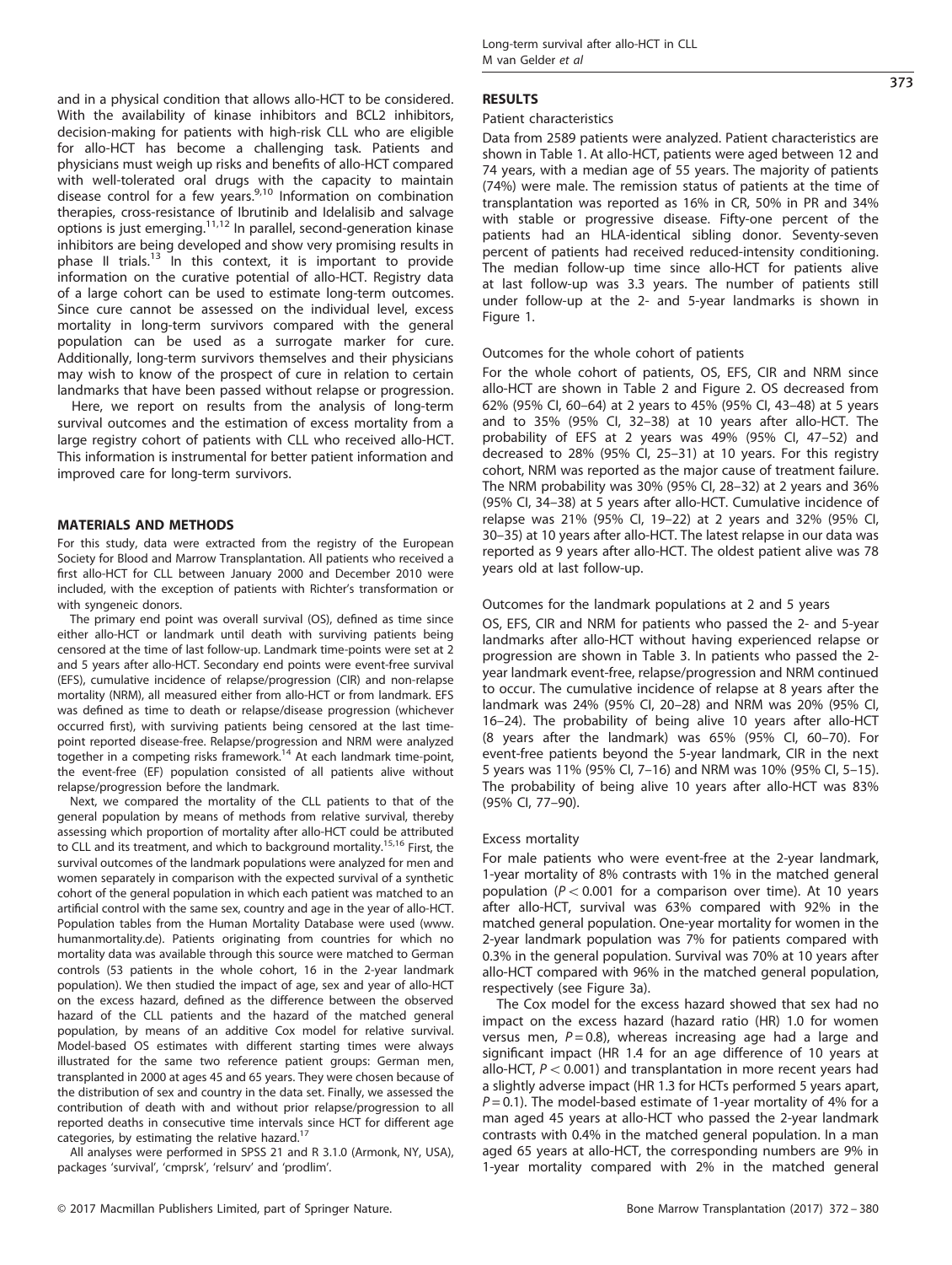and in a physical condition that allows allo-HCT to be considered. With the availability of kinase inhibitors and BCL2 inhibitors, decision-making for patients with high-risk CLL who are eligible for allo-HCT has become a challenging task. Patients and physicians must weigh up risks and benefits of allo-HCT compared with well-tolerated oral drugs with the capacity to maintain disease control for a few years.[9,10] Information on combination therapies, cross-resistance of Ibrutinib and Idelalisib and salvage options is just emerging.[11,12] In parallel, second-generation kinase inhibitors are being developed and show very promising results in phase II trials.[13] In this context, it is important to provide information on the curative potential of allo-HCT. Registry data of a large cohort can be used to estimate long-term outcomes. Since cure cannot be assessed on the individual level, excess mortality in long-term survivors compared with the general population can be used as a surrogate marker for cure. Additionally, long-term survivors themselves and their physicians may wish to know of the prospect of cure in relation to certain landmarks that have been passed without relapse or progression.

Here, we report on results from the analysis of long-term survival outcomes and the estimation of excess mortality from a large registry cohort of patients with CLL who received allo-HCT. This information is instrumental for better patient information and improved care for long-term survivors.

## MATERIALS AND METHODS

For this study, data were extracted from the registry of the European Society for Blood and Marrow Transplantation. All patients who received a first allo-HCT for CLL between January 2000 and December 2010 were included, with the exception of patients with Richter's transformation or with syngeneic donors.

The primary end point was overall survival (OS), defined as time since either allo-HCT or landmark until death with surviving patients being censored at the time of last follow-up. Landmark time-points were set at 2 and 5 years after allo-HCT. Secondary end points were event-free survival (EFS), cumulative incidence of relapse/progression (CIR) and non-relapse mortality (NRM), all measured either from allo-HCT or from landmark. EFS was defined as time to death or relapse/disease progression (whichever occurred first), with surviving patients being censored at the last time-point reported disease-free. Relapse/progression and NRM were analyzed together in a competing risks framework.[14] At each landmark time-point, the event-free (EF) population consisted of all patients alive without relapse/progression before the landmark.

Next, we compared the mortality of the CLL patients to that of the general population by means of methods from relative survival, thereby assessing which proportion of mortality after allo-HCT could be attributed to CLL and its treatment, and which to background mortality.[15,16] First, the survival outcomes of the landmark populations were analyzed for men and women separately in comparison with the expected survival of a synthetic cohort of the general population in which each patient was matched to an artificial control with the same sex, country and age in the year of allo-HCT. Population tables from the Human Mortality Database were used (www.humanmortality.de). Patients originating from countries for which no mortality data was available through this source were matched to German controls (53 patients in the whole cohort, 16 in the 2-year landmark population). We then studied the impact of age, sex and year of allo-HCT on the excess hazard, defined as the difference between the observed hazard of the CLL patients and the hazard of the matched general population, by means of an additive Cox model for relative survival. Model-based OS estimates with different starting times were always illustrated for the same two reference patient groups: German men, transplanted in 2000 at ages 45 and 65 years. They were chosen because of the distribution of sex and country in the data set. Finally, we assessed the contribution of death with and without prior relapse/progression to all reported deaths in consecutive time intervals since HCT for different age categories, by estimating the relative hazard.[17]

All analyses were performed in SPSS 21 and R 3.1.0 (Armonk, NY, USA), packages 'survival', 'cmprsk', 'relsurv' and 'prodlim'.

## RESULTS

### Patient characteristics

Data from 2589 patients were analyzed. Patient characteristics are shown in Table 1. At allo-HCT, patients were aged between 12 and 74 years, with a median age of 55 years. The majority of patients (74%) were male. The remission status of patients at the time of transplantation was reported as 16% in CR, 50% in PR and 34% with stable or progressive disease. Fifty-one percent of the patients had an HLA-identical sibling donor. Seventy-seven percent of patients had received reduced-intensity conditioning. The median follow-up time since allo-HCT for patients alive at last follow-up was 3.3 years. The number of patients still under follow-up at the 2- and 5-year landmarks is shown in Figure 1.

### Outcomes for the whole cohort of patients

For the whole cohort of patients, OS, EFS, CIR and NRM since allo-HCT are shown in Table 2 and Figure 2. OS decreased from 62% (95% CI, 60–64) at 2 years to 45% (95% CI, 43–48) at 5 years and to 35% (95% CI, 32–38) at 10 years after allo-HCT. The probability of EFS at 2 years was 49% (95% CI, 47–52) and decreased to 28% (95% CI, 25–31) at 10 years. For this registry cohort, NRM was reported as the major cause of treatment failure. The NRM probability was 30% (95% CI, 28–32) at 2 years and 36% (95% CI, 34–38) at 5 years after allo-HCT. Cumulative incidence of relapse was 21% (95% CI, 19–22) at 2 years and 32% (95% CI, 30–35) at 10 years after allo-HCT. The latest relapse in our data was reported as 9 years after allo-HCT. The oldest patient alive was 78 years old at last follow-up.

### Outcomes for the landmark populations at 2 and 5 years

OS, EFS, CIR and NRM for patients who passed the 2- and 5-year landmarks after allo-HCT without having experienced relapse or progression are shown in Table 3. In patients who passed the 2-year landmark event-free, relapse/progression and NRM continued to occur. The cumulative incidence of relapse at 8 years after the landmark was 24% (95% CI, 20–28) and NRM was 20% (95% CI, 16–24). The probability of being alive 10 years after allo-HCT (8 years after the landmark) was 65% (95% CI, 60–70). For event-free patients beyond the 5-year landmark, CIR in the next 5 years was 11% (95% CI, 7–16) and NRM was 10% (95% CI, 5–15). The probability of being alive 10 years after allo-HCT was 83% (95% CI, 77–90).

### Excess mortality

For male patients who were event-free at the 2-year landmark, 1-year mortality of 8% contrasts with 1% in the matched general population ($P < 0.001$ for a comparison over time). At 10 years after allo-HCT, survival was 63% compared with 92% in the matched general population. One-year mortality for women in the 2-year landmark population was 7% for patients compared with 0.3% in the general population. Survival was 70% at 10 years after allo-HCT compared with 96% in the matched general population, respectively (see Figure 3a).

The Cox model for the excess hazard showed that sex had no impact on the excess hazard (hazard ratio (HR) 1.0 for women versus men, $P = 0.8$), whereas increasing age had a large and significant impact (HR 1.4 for an age difference of 10 years at allo-HCT, $P < 0.001$) and transplantation in more recent years had a slightly adverse impact (HR 1.3 for HCTs performed 5 years apart, $P = 0.1$). The model-based estimate of 1-year mortality of 4% for a man aged 45 years at allo-HCT who passed the 2-year landmark contrasts with 0.4% in the matched general population. In a man aged 65 years at allo-HCT, the corresponding numbers are 9% in 1-year mortality compared with 2% in the matched general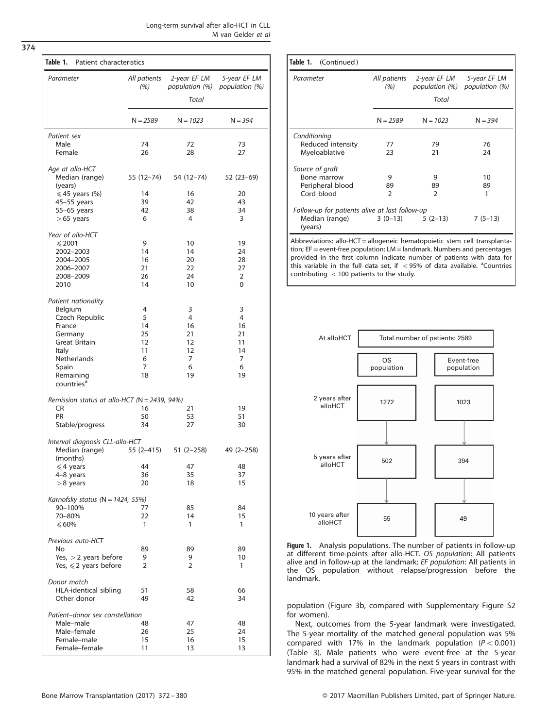**Table 1.** Patient characteristics

| Parameter | All patients (%) | 2-year EF LM population (%) | 5-year EF LM population (%) |
|---|---|---|---|
| | | Total | |
| | N = 2589 | N = 1023 | N = 394 |
| *Patient sex* | | | |
| Male | 74 | 72 | 73 |
| Female | 26 | 28 | 27 |
| *Age at allo-HCT* | | | |
| Median (range) (years) | 55 (12–74) | 54 (12–74) | 52 (23–69) |
| ⩽45 years (%) | 14 | 16 | 20 |
| 45–55 years | 39 | 42 | 43 |
| 55–65 years | 42 | 38 | 34 |
| >65 years | 6 | 4 | 3 |
| *Year of allo-HCT* | | | |
| ⩽2001 | 9 | 10 | 19 |
| 2002–2003 | 14 | 14 | 24 |
| 2004–2005 | 16 | 20 | 28 |
| 2006–2007 | 21 | 22 | 27 |
| 2008–2009 | 26 | 24 | 2 |
| 2010 | 14 | 10 | 0 |
| *Patient nationality* | | | |
| Belgium | 4 | 3 | 3 |
| Czech Republic | 5 | 4 | 4 |
| France | 14 | 16 | 16 |
| Germany | 25 | 21 | 21 |
| Great Britain | 12 | 12 | 11 |
| Italy | 11 | 12 | 14 |
| Netherlands | 6 | 7 | 7 |
| Spain | 7 | 6 | 6 |
| Remaining countries[a] | 18 | 19 | 19 |
| *Remission status at allo-HCT (N = 2439, 94%)* | | | |
| CR | 16 | 21 | 19 |
| PR | 50 | 53 | 51 |
| Stable/progress | 34 | 27 | 30 |
| *Interval diagnosis CLL-allo-HCT* | | | |
| Median (range) (months) | 55 (2–415) | 51 (2–258) | 49 (2–258) |
| ⩽4 years | 44 | 47 | 48 |
| 4–8 years | 36 | 35 | 37 |
| >8 years | 20 | 18 | 15 |
| *Karnofsky status (N = 1424, 55%)* | | | |
| 90–100% | 77 | 85 | 84 |
| 70–80% | 22 | 14 | 15 |
| ⩽60% | 1 | 1 | 1 |
| *Previous auto-HCT* | | | |
| No | 89 | 89 | 89 |
| Yes, >2 years before | 9 | 9 | 10 |
| Yes, ⩽2 years before | 2 | 2 | 1 |
| *Donor match* | | | |
| HLA-identical sibling | 51 | 58 | 66 |
| Other donor | 49 | 42 | 34 |
| *Patient–donor sex constellation* | | | |
| Male–male | 48 | 47 | 48 |
| Male–female | 26 | 25 | 24 |
| Female–male | 15 | 16 | 15 |
| Female–female | 11 | 13 | 13 |
| *Conditioning* | | | |
| Reduced intensity | 77 | 79 | 76 |
| Myeloablative | 23 | 21 | 24 |
| *Source of graft* | | | |
| Bone marrow | 9 | 9 | 10 |
| Peripheral blood | 89 | 89 | 89 |
| Cord blood | 2 | 2 | 1 |
| *Follow-up for patients alive at last follow-up* | | | |
| Median (range) (years) | 3 (0–13) | 5 (2–13) | 7 (5–13) |

Abbreviations: allo-HCT = allogeneic hematopoietic stem cell transplantation; EF = event-free population; LM = landmark. Numbers and percentages provided in the first column indicate number of patients with data for this variable in the full data set, if <95% of data available. [a]Countries contributing <100 patients to the study.

| | OS population | Event-free population |
|---|---|---|
| At alloHCT | Total number of patients: 2589 | |
| 2 years after alloHCT | 1272 | 1023 |
| 5 years after alloHCT | 502 | 394 |
| 10 years after alloHCT | 55 | 49 |

**Figure 1.** Analysis populations. The number of patients in follow-up at different time-points after allo-HCT. *OS population*: All patients alive and in follow-up at the landmark; *EF population*: All patients in the OS population without relapse/progression before the landmark.

population (Figure 3b, compared with Supplementary Figure S2 for women).

Next, outcomes from the 5-year landmark were investigated. The 5-year mortality of the matched general population was 5% compared with 17% in the landmark population ($P < 0.001$) (Table 3). Male patients who were event-free at the 5-year landmark had a survival of 82% in the next 5 years in contrast with 95% in the matched general population. Five-year survival for the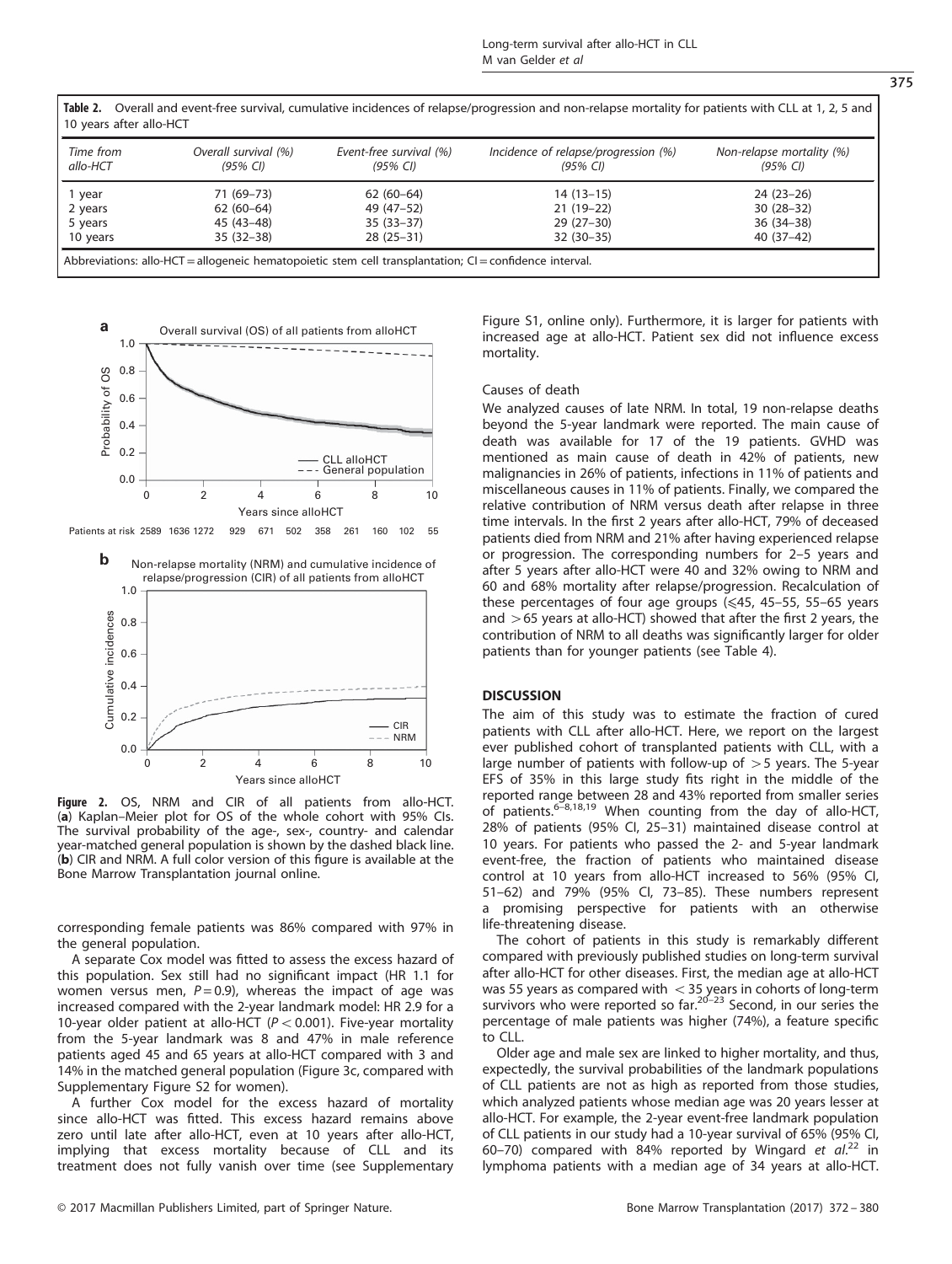**Table 2.** Overall and event-free survival, cumulative incidences of relapse/progression and non-relapse mortality for patients with CLL at 1, 2, 5 and 10 years after allo-HCT

| Time from allo-HCT | Overall survival (%) (95% CI) | Event-free survival (%) (95% CI) | Incidence of relapse/progression (%) (95% CI) | Non-relapse mortality (%) (95% CI) |
|---|---|---|---|---|
| 1 year | 71 (69–73) | 62 (60–64) | 14 (13–15) | 24 (23–26) |
| 2 years | 62 (60–64) | 49 (47–52) | 21 (19–22) | 30 (28–32) |
| 5 years | 45 (43–48) | 35 (33–37) | 29 (27–30) | 36 (34–38) |
| 10 years | 35 (32–38) | 28 (25–31) | 32 (30–35) | 40 (37–42) |

Abbreviations: allo-HCT = allogeneic hematopoietic stem cell transplantation; CI = confidence interval.

**Figure 2.** OS, NRM and CIR of all patients from allo-HCT. (**a**) Kaplan–Meier plot for OS of the whole cohort with 95% CIs. The survival probability of the age-, sex-, country- and calendar year-matched general population is shown by the dashed black line. (**b**) CIR and NRM. A full color version of this figure is available at the Bone Marrow Transplantation journal online.

corresponding female patients was 86% compared with 97% in the general population.

A separate Cox model was fitted to assess the excess hazard of this population. Sex still had no significant impact (HR 1.1 for women versus men, $P = 0.9$), whereas the impact of age was increased compared with the 2-year landmark model: HR 2.9 for a 10-year older patient at allo-HCT ($P < 0.001$). Five-year mortality from the 5-year landmark was 8 and 47% in male reference patients aged 45 and 65 years at allo-HCT compared with 3 and 14% in the matched general population (Figure 3c, compared with Supplementary Figure S2 for women).

A further Cox model for the excess hazard of mortality since allo-HCT was fitted. This excess hazard remains above zero until late after allo-HCT, even at 10 years after allo-HCT, implying that excess mortality because of CLL and its treatment does not fully vanish over time (see Supplementary Figure S1, online only). Furthermore, it is larger for patients with increased age at allo-HCT. Patient sex did not influence excess mortality.

### Causes of death

We analyzed causes of late NRM. In total, 19 non-relapse deaths beyond the 5-year landmark were reported. The main cause of death was available for 17 of the 19 patients. GVHD was mentioned as main cause of death in 42% of patients, new malignancies in 26% of patients, infections in 11% of patients and miscellaneous causes in 11% of patients. Finally, we compared the relative contribution of NRM versus death after relapse in three time intervals. In the first 2 years after allo-HCT, 79% of deceased patients died from NRM and 21% after having experienced relapse or progression. The corresponding numbers for 2–5 years and after 5 years after allo-HCT were 40 and 32% owing to NRM and 60 and 68% mortality after relapse/progression. Recalculation of these percentages of four age groups (⩽45, 45–55, 55–65 years and >65 years at allo-HCT) showed that after the first 2 years, the contribution of NRM to all deaths was significantly larger for older patients than for younger patients (see Table 4).

## DISCUSSION

The aim of this study was to estimate the fraction of cured patients with CLL after allo-HCT. Here, we report on the largest ever published cohort of transplanted patients with CLL, with a large number of patients with follow-up of >5 years. The 5-year EFS of 35% in this large study fits right in the middle of the reported range between 28 and 43% reported from smaller series of patients.[6–8,18,19] When counting from the day of allo-HCT, 28% of patients (95% CI, 25–31) maintained disease control at 10 years. For patients who passed the 2- and 5-year landmark event-free, the fraction of patients who maintained disease control at 10 years from allo-HCT increased to 56% (95% CI, 51–62) and 79% (95% CI, 73–85). These numbers represent a promising perspective for patients with an otherwise life-threatening disease.

The cohort of patients in this study is remarkably different compared with previously published studies on long-term survival after allo-HCT for other diseases. First, the median age at allo-HCT was 55 years as compared with <35 years in cohorts of long-term survivors who were reported so far.[20–23] Second, in our series the percentage of male patients was higher (74%), a feature specific to CLL.

Older age and male sex are linked to higher mortality, and thus, expectedly, the survival probabilities of the landmark populations of CLL patients are not as high as reported from those studies, which analyzed patients whose median age was 20 years lesser at allo-HCT. For example, the 2-year event-free landmark population of CLL patients in our study had a 10-year survival of 65% (95% CI, 60–70) compared with 84% reported by Wingard *et al.*[22] in lymphoma patients with a median age of 34 years at allo-HCT.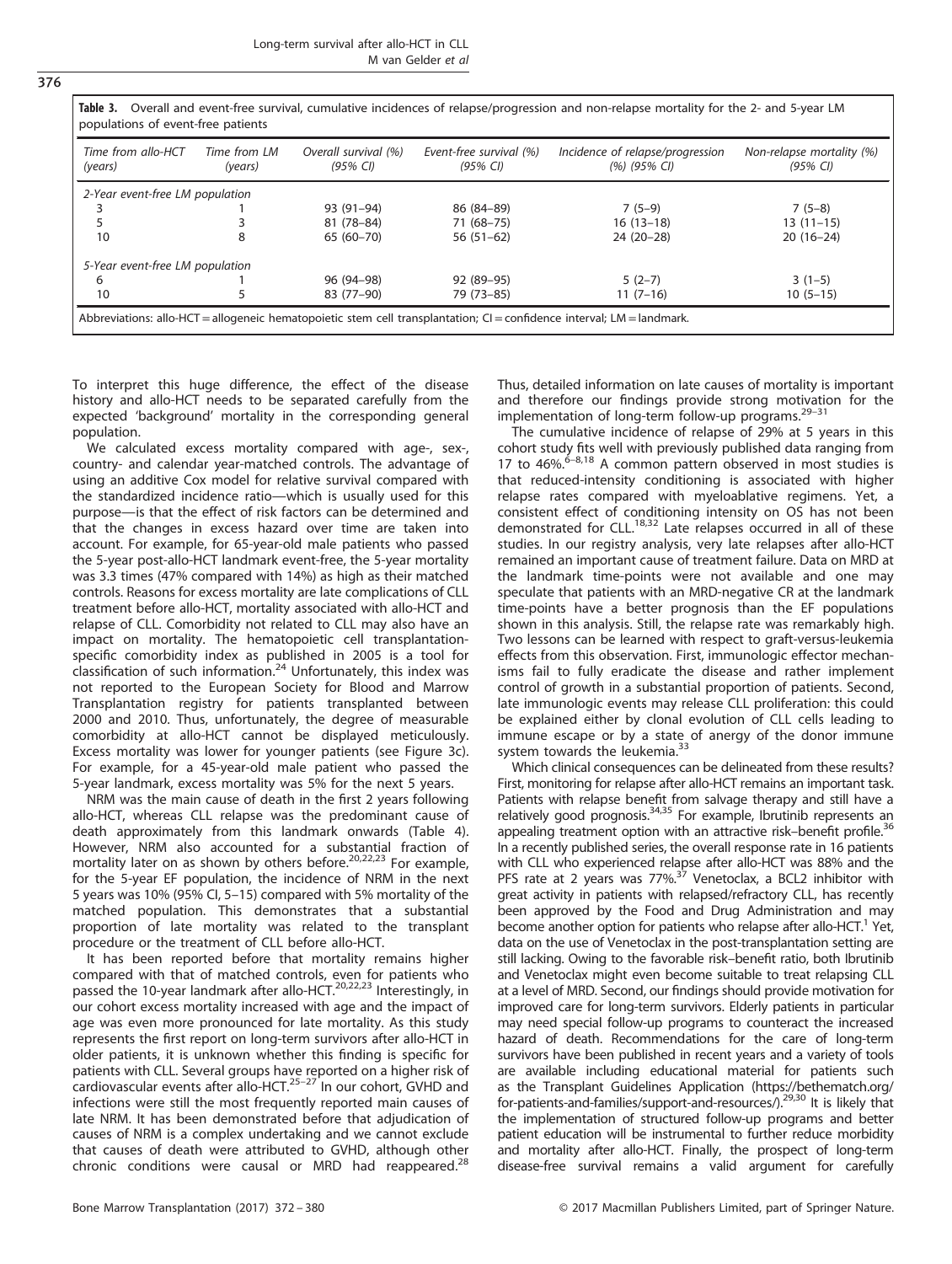**Table 3.** Overall and event-free survival, cumulative incidences of relapse/progression and non-relapse mortality for the 2- and 5-year LM populations of event-free patients

| Time from allo-HCT (years) | Time from LM (years) | Overall survival (%) (95% CI) | Event-free survival (%) (95% CI) | Incidence of relapse/progression (%) (95% CI) | Non-relapse mortality (%) (95% CI) |
|---|---|---|---|---|---|
| *2-Year event-free LM population* | | | | | |
| 3 | 1 | 93 (91–94) | 86 (84–89) | 7 (5–9) | 7 (5–8) |
| 5 | 3 | 81 (78–84) | 71 (68–75) | 16 (13–18) | 13 (11–15) |
| 10 | 8 | 65 (60–70) | 56 (51–62) | 24 (20–28) | 20 (16–24) |
| *5-Year event-free LM population* | | | | | |
| 6 | 1 | 96 (94–98) | 92 (89–95) | 5 (2–7) | 3 (1–5) |
| 10 | 5 | 83 (77–90) | 79 (73–85) | 11 (7–16) | 10 (5–15) |

Abbreviations: allo-HCT = allogeneic hematopoietic stem cell transplantation; CI = confidence interval; LM = landmark.

To interpret this huge difference, the effect of the disease history and allo-HCT needs to be separated carefully from the expected 'background' mortality in the corresponding general population.

We calculated excess mortality compared with age-, sex-, country- and calendar year-matched controls. The advantage of using an additive Cox model for relative survival compared with the standardized incidence ratio—which is usually used for this purpose—is that the effect of risk factors can be determined and that the changes in excess hazard over time are taken into account. For example, for 65-year-old male patients who passed the 5-year post-allo-HCT landmark event-free, the 5-year mortality was 3.3 times (47% compared with 14%) as high as their matched controls. Reasons for excess mortality are late complications of CLL treatment before allo-HCT, mortality associated with allo-HCT and relapse of CLL. Comorbidity not related to CLL may also have an impact on mortality. The hematopoietic cell transplantation-specific comorbidity index as published in 2005 is a tool for classification of such information.[24] Unfortunately, this index was not reported to the European Society for Blood and Marrow Transplantation registry for patients transplanted between 2000 and 2010. Thus, unfortunately, the degree of measurable comorbidity at allo-HCT cannot be displayed meticulously. Excess mortality was lower for younger patients (see Figure 3c). For example, for a 45-year-old male patient who passed the 5-year landmark, excess mortality was 5% for the next 5 years.

NRM was the main cause of death in the first 2 years following allo-HCT, whereas CLL relapse was the predominant cause of death approximately from this landmark onwards (Table 4). However, NRM also accounted for a substantial fraction of mortality later on as shown by others before.[20,22,23] For example, for the 5-year EF population, the incidence of NRM in the next 5 years was 10% (95% CI, 5–15) compared with 5% mortality of the matched population. This demonstrates that a substantial proportion of late mortality was related to the transplant procedure or the treatment of CLL before allo-HCT.

It has been reported before that mortality remains higher compared with that of matched controls, even for patients who passed the 10-year landmark after allo-HCT.[20,22,23] Interestingly, in our cohort excess mortality increased with age and the impact of age was even more pronounced for late mortality. As this study represents the first report on long-term survivors after allo-HCT in older patients, it is unknown whether this finding is specific for patients with CLL. Several groups have reported on a higher risk of cardiovascular events after allo-HCT.[25–27] In our cohort, GVHD and infections were still the most frequently reported main causes of late NRM. It has been demonstrated before that adjudication of causes of NRM is a complex undertaking and we cannot exclude that causes of death were attributed to GVHD, although other chronic conditions were causal or MRD had reappeared.[28] Thus, detailed information on late causes of mortality is important and therefore our findings provide strong motivation for the implementation of long-term follow-up programs.[29–31]

The cumulative incidence of relapse of 29% at 5 years in this cohort study fits well with previously published data ranging from 17 to 46%.[6–8,18] A common pattern observed in most studies is that reduced-intensity conditioning is associated with higher relapse rates compared with myeloablative regimens. Yet, a consistent effect of conditioning intensity on OS has not been demonstrated for CLL.[18,32] Late relapses occurred in all of these studies. In our registry analysis, very late relapses after allo-HCT remained an important cause of treatment failure. Data on MRD at the landmark time-points were not available and one may speculate that patients with an MRD-negative CR at the landmark time-points have a better prognosis than the EF populations shown in this analysis. Still, the relapse rate was remarkably high. Two lessons can be learned with respect to graft-versus-leukemia effects from this observation. First, immunologic effector mechanisms fail to fully eradicate the disease and rather implement control of growth in a substantial proportion of patients. Second, late immunologic events may release CLL proliferation: this could be explained either by clonal evolution of CLL cells leading to immune escape or by a state of anergy of the donor immune system towards the leukemia.[33]

Which clinical consequences can be delineated from these results? First, monitoring for relapse after allo-HCT remains an important task. Patients with relapse benefit from salvage therapy and still have a relatively good prognosis.[34,35] For example, Ibrutinib represents an appealing treatment option with an attractive risk–benefit profile.[36] In a recently published series, the overall response rate in 16 patients with CLL who experienced relapse after allo-HCT was 88% and the PFS rate at 2 years was 77%.[37] Venetoclax, a BCL2 inhibitor with great activity in patients with relapsed/refractory CLL, has recently been approved by the Food and Drug Administration and may become another option for patients who relapse after allo-HCT.[1] Yet, data on the use of Venetoclax in the post-transplantation setting are still lacking. Owing to the favorable risk–benefit ratio, both Ibrutinib and Venetoclax might even become suitable to treat relapsing CLL at a level of MRD. Second, our findings should provide motivation for improved care for long-term survivors. Elderly patients in particular may need special follow-up programs to counteract the increased hazard of death. Recommendations for the care of long-term survivors have been published in recent years and a variety of tools are available including educational material for patients such as the Transplant Guidelines Application (https://bethematch.org/for-patients-and-families/support-and-resources/).[29,30] It is likely that the implementation of structured follow-up programs and better patient education will be instrumental to further reduce morbidity and mortality after allo-HCT. Finally, the prospect of long-term disease-free survival remains a valid argument for carefully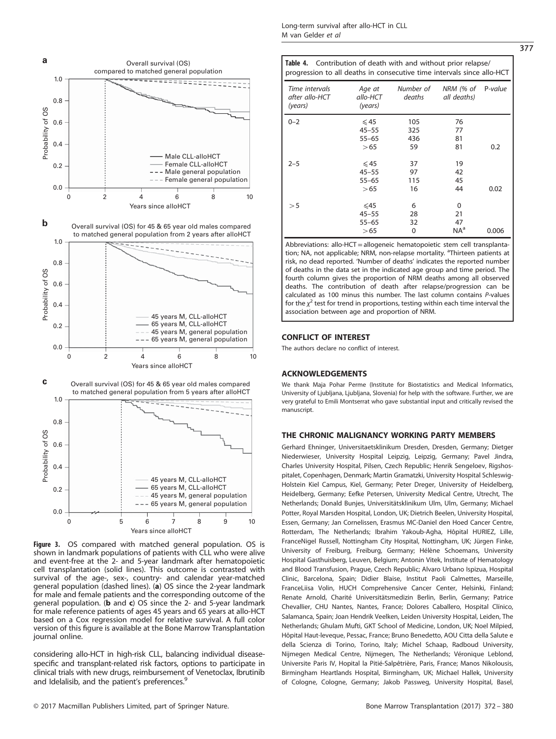Figure 3. OS compared with matched general population. OS is shown in landmark populations of patients with CLL who were alive and event-free at the 2- and 5-year landmark after hematopoietic cell transplantation (solid lines). This outcome is contrasted with survival of the age-, sex-, country- and calendar year-matched general population (dashed lines). (**a**) OS since the 2-year landmark for male and female patients and the corresponding outcome of the general population. (**b** and **c**) OS since the 2- and 5-year landmark for male reference patients of ages 45 years and 65 years at allo-HCT based on a Cox regression model for relative survival. A full color version of this figure is available at the Bone Marrow Transplantation journal online.

considering allo-HCT in high-risk CLL, balancing individual disease-specific and transplant-related risk factors, options to participate in clinical trials with new drugs, reimbursement of Venetoclax, Ibrutinib and Idelalisib, and the patient's preferences.[9]

**Table 4.** Contribution of death with and without prior relapse/progression to all deaths in consecutive time intervals since allo-HCT

| *Time intervals after allo-HCT (years)* | *Age at allo-HCT (years)* | *Number of deaths* | *NRM (% of all deaths)* | *P-value* |
|---|---|---|---|---|
| 0–2 | ⩽45 | 105 | 76 | |
| | 45–55 | 325 | 77 | |
| | 55–65 | 436 | 81 | |
| | >65 | 59 | 81 | 0.2 |
| 2–5 | ⩽45 | 37 | 19 | |
| | 45–55 | 97 | 42 | |
| | 55–65 | 115 | 45 | |
| | >65 | 16 | 44 | 0.02 |
| >5 | ⩽45 | 6 | 0 | |
| | 45–55 | 28 | 21 | |
| | 55–65 | 32 | 47 | |
| | >65 | 0 | NA[a] | 0.006 |

Abbreviations: allo-HCT = allogeneic hematopoietic stem cell transplantation; NA, not applicable; NRM, non-relapse mortality. [a]Thirteen patients at risk, no dead reported. 'Number of deaths' indicates the reported number of deaths in the data set in the indicated age group and time period. The fourth column gives the proportion of NRM deaths among all observed deaths. The contribution of death after relapse/progression can be calculated as 100 minus this number. The last column contains *P*-values for the $\chi^2$ test for trend in proportions, testing within each time interval the association between age and proportion of NRM.

## CONFLICT OF INTEREST

The authors declare no conflict of interest.

## ACKNOWLEDGEMENTS

We thank Maja Pohar Perme (Institute for Biostatistics and Medical Informatics, University of Ljubljana, Ljubljana, Slovenia) for help with the software. Further, we are very grateful to Emili Montserrat who gave substantial input and critically revised the manuscript.

## THE CHRONIC MALIGNANCY WORKING PARTY MEMBERS

Gerhard Ehninger, Universitaetsklinikum Dresden, Dresden, Germany; Dietger Niederwieser, University Hospital Leipzig, Leipzig, Germany; Pavel Jindra, Charles University Hospital, Pilsen, Czech Republic; Henrik Sengeloev, Rigshospitalet, Copenhagen, Denmark; Martin Gramatzki, University Hospital Schleswig-Holstein Kiel Campus, Kiel, Germany; Peter Dreger, University of Heidelberg, Heidelberg, Germany; Eefke Petersen, University Medical Centre, Utrecht, The Netherlands; Donald Bunjes, Universitätsklinikum Ulm, Ulm, Germany; Michael Potter, Royal Marsden Hospital, London, UK; Dietrich Beelen, University Hospital, Essen, Germany; Jan Cornelissen, Erasmus MC-Daniel den Hoed Cancer Centre, Rotterdam, The Netherlands; Ibrahim Yakoub-Agha, Hôpital HURIEZ, Lille, FranceNigel Russell, Nottingham City Hospital, Nottingham, UK; Jürgen Finke, University of Freiburg, Freiburg, Germany; Hélène Schoemans, University Hospital Gasthuisberg, Leuven, Belgium; Antonin Vitek, Institute of Hematology and Blood Transfusion, Prague, Czech Republic; Alvaro Urbano Ispizua, Hospital Clinic, Barcelona, Spain; Didier Blaise, Institut Paoli Calmettes, Marseille, FranceLiisa Volin, HUCH Comprehensive Cancer Center, Helsinki, Finland; Renate Arnold, Charité Universitätsmedizin Berlin, Berlin, Germany; Patrice Chevallier, CHU Nantes, Nantes, France; Dolores Caballero, Hospital Clínico, Salamanca, Spain; Joan Hendrik Veelken, Leiden University Hospital, Leiden, The Netherlands; Ghulam Mufti, GKT School of Medicine, London, UK; Noel Milpied, Hôpital Haut-leveque, Pessac, France; Bruno Benedetto, AOU Citta della Salute e della Scienza di Torino, Torino, Italy; Michel Schaap, Radboud University, Nijmegen Medical Centre, Nijmegen, The Netherlands; Véronique Leblond, Universite Paris IV, Hopital la Pitié-Salpêtrière, Paris, France; Manos Nikolousis, Birmingham Heartlands Hospital, Birmingham, UK; Michael Hallek, University of Cologne, Cologne, Germany; Jakob Passweg, University Hospital, Basel,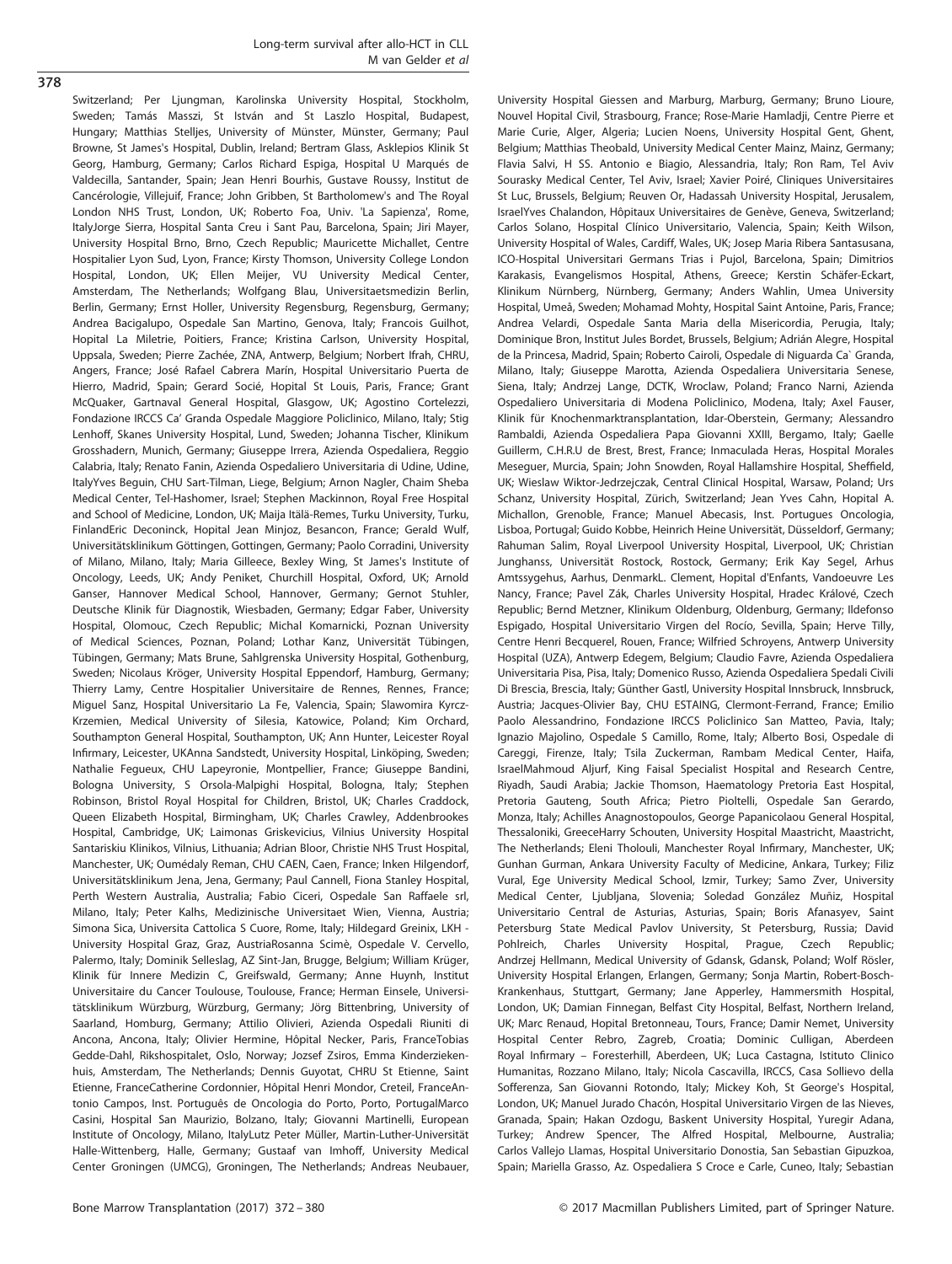Switzerland; Per Ljungman, Karolinska University Hospital, Stockholm, Sweden; Tamás Masszi, St István and St Laszlo Hospital, Budapest, Hungary; Matthias Stelljes, University of Münster, Münster, Germany; Paul Browne, St James's Hospital, Dublin, Ireland; Bertram Glass, Asklepios Klinik St Georg, Hamburg, Germany; Carlos Richard Espiga, Hospital U Marqués de Valdecilla, Santander, Spain; Jean Henri Bourhis, Gustave Roussy, Institut de Cancérologie, Villejuif, France; John Gribben, St Bartholomew's and The Royal London NHS Trust, London, UK; Roberto Foa, Univ. 'La Sapienza', Rome, ItalyJorge Sierra, Hospital Santa Creu i Sant Pau, Barcelona, Spain; Jiri Mayer, University Hospital Brno, Brno, Czech Republic; Mauricette Michallet, Centre Hospitalier Lyon Sud, Lyon, France; Kirsty Thomson, University College London Hospital, London, UK; Ellen Meijer, VU University Medical Center, Amsterdam, The Netherlands; Wolfgang Blau, Universitaetsmedizin Berlin, Berlin, Germany; Ernst Holler, University Regensburg, Regensburg, Germany; Andrea Bacigalupo, Ospedale San Martino, Genova, Italy; Francois Guilhot, Hopital La Miletrie, Poitiers, France; Kristina Carlson, University Hospital, Uppsala, Sweden; Pierre Zachée, ZNA, Antwerp, Belgium; Norbert Ifrah, CHRU, Angers, France; José Rafael Cabrera Marín, Hospital Universitario Puerta de Hierro, Madrid, Spain; Gerard Socié, Hopital St Louis, Paris, France; Grant McQuaker, Gartnaval General Hospital, Glasgow, UK; Agostino Cortelezzi, Fondazione IRCCS Ca' Granda Ospedale Maggiore Policlinico, Milano, Italy; Stig Lenhoff, Skanes University Hospital, Lund, Sweden; Johanna Tischer, Klinikum Grosshadern, Munich, Germany; Giuseppe Irrera, Azienda Ospedaliera, Reggio Calabria, Italy; Renato Fanin, Azienda Ospedaliero Universitaria di Udine, Udine, ItalyYves Beguin, CHU Sart-Tilman, Liege, Belgium; Arnon Nagler, Chaim Sheba Medical Center, Tel-Hashomer, Israel; Stephen Mackinnon, Royal Free Hospital and School of Medicine, London, UK; Maija Itälä-Remes, Turku University, Turku, FinlandEric Deconinck, Hopital Jean Minjoz, Besancon, France; Gerald Wulf, Universitätsklinikum Göttingen, Gottingen, Germany; Paolo Corradini, University of Milano, Milano, Italy; Maria Gilleece, Bexley Wing, St James's Institute of Oncology, Leeds, UK; Andy Peniket, Churchill Hospital, Oxford, UK; Arnold Ganser, Hannover Medical School, Hannover, Germany; Gernot Stuhler, Deutsche Klinik für Diagnostik, Wiesbaden, Germany; Edgar Faber, University Hospital, Olomouc, Czech Republic; Michal Komarnicki, Poznan University of Medical Sciences, Poznan, Poland; Lothar Kanz, Universität Tübingen, Tübingen, Germany; Mats Brune, Sahlgrenska University Hospital, Gothenburg, Sweden; Nicolaus Kröger, University Hospital Eppendorf, Hamburg, Germany; Thierry Lamy, Centre Hospitalier Universitaire de Rennes, Rennes, France; Miguel Sanz, Hospital Universitario La Fe, Valencia, Spain; Slawomira Kyrcz-Krzemien, Medical University of Silesia, Katowice, Poland; Kim Orchard, Southampton General Hospital, Southampton, UK; Ann Hunter, Leicester Royal Infirmary, Leicester, UKAnna Sandstedt, University Hospital, Linköping, Sweden; Nathalie Fegueux, CHU Lapeyronie, Montpellier, France; Giuseppe Bandini, Bologna University, S Orsola-Malpighi Hospital, Bologna, Italy; Stephen Robinson, Bristol Royal Hospital for Children, Bristol, UK; Charles Craddock, Queen Elizabeth Hospital, Birmingham, UK; Charles Crawley, Addenbrookes Hospital, Cambridge, UK; Laimonas Griskevicius, Vilnius University Hospital Santariskiu Klinikos, Vilnius, Lithuania; Adrian Bloor, Christie NHS Trust Hospital, Manchester, UK; Oumédaly Reman, CHU CAEN, Caen, France; Inken Hilgendorf, Universitätsklinikum Jena, Jena, Germany; Paul Cannell, Fiona Stanley Hospital, Perth Western Australia, Australia; Fabio Ciceri, Ospedale San Raffaele srl, Milano, Italy; Peter Kalhs, Medizinische Universitaet Wien, Vienna, Austria; Simona Sica, Universita Cattolica S Cuore, Rome, Italy; Hildegard Greinix, LKH - University Hospital Graz, Graz, AustriaRosanna Scimè, Ospedale V. Cervello, Palermo, Italy; Dominik Selleslag, AZ Sint-Jan, Brugge, Belgium; William Krüger, Klinik für Innere Medizin C, Greifswald, Germany; Anne Huynh, Institut Universitaire du Cancer Toulouse, Toulouse, France; Herman Einsele, Universitätsklinikum Würzburg, Würzburg, Germany; Jörg Bittenbring, University of Saarland, Homburg, Germany; Attilio Olivieri, Azienda Ospedali Riuniti di Ancona, Ancona, Italy; Olivier Hermine, Hôpital Necker, Paris, FranceTobias Gedde-Dahl, Rikshospitalet, Oslo, Norway; Jozsef Zsiros, Emma Kinderziekenhuis, Amsterdam, The Netherlands; Dennis Guyotat, CHRU St Etienne, Saint Etienne, FranceCatherine Cordonnier, Hôpital Henri Mondor, Creteil, FranceAntonio Campos, Inst. Português de Oncologia do Porto, Porto, PortugalMarco Casini, Hospital San Maurizio, Bolzano, Italy; Giovanni Martinelli, European Institute of Oncology, Milano, ItalyLutz Peter Müller, Martin-Luther-Universität Halle-Wittenberg, Halle, Germany; Gustaaf van Imhoff, University Medical Center Groningen (UMCG), Groningen, The Netherlands; Andreas Neubauer, University Hospital Giessen and Marburg, Marburg, Germany; Bruno Lioure, Nouvel Hopital Civil, Strasbourg, France; Rose-Marie Hamladji, Centre Pierre et Marie Curie, Alger, Algeria; Lucien Noens, University Hospital Gent, Ghent, Belgium; Matthias Theobald, University Medical Center Mainz, Mainz, Germany; Flavia Salvi, H SS. Antonio e Biagio, Alessandria, Italy; Ron Ram, Tel Aviv Sourasky Medical Center, Tel Aviv, Israel; Xavier Poiré, Cliniques Universitaires St Luc, Brussels, Belgium; Reuven Or, Hadassah University Hospital, Jerusalem, IsraelYves Chalandon, Hôpitaux Universitaires de Genève, Geneva, Switzerland; Carlos Solano, Hospital Clínico Universitario, Valencia, Spain; Keith Wilson, University Hospital of Wales, Cardiff, Wales, UK; Josep Maria Ribera Santasusana, ICO-Hospital Universitari Germans Trias i Pujol, Barcelona, Spain; Dimitrios Karakasis, Evangelismos Hospital, Athens, Greece; Kerstin Schäfer-Eckart, Klinikum Nürnberg, Nürnberg, Germany; Anders Wahlin, Umea University Hospital, Umeå, Sweden; Mohamad Mohty, Hospital Saint Antoine, Paris, France; Andrea Velardi, Ospedale Santa Maria della Misericordia, Perugia, Italy; Dominique Bron, Institut Jules Bordet, Brussels, Belgium; Adrián Alegre, Hospital de la Princesa, Madrid, Spain; Roberto Cairoli, Ospedale di Niguarda Ca` Granda, Milano, Italy; Giuseppe Marotta, Azienda Ospedaliera Universitaria Senese, Siena, Italy; Andrzej Lange, DCTK, Wroclaw, Poland; Franco Narni, Azienda Ospedaliero Universitaria di Modena Policlinico, Modena, Italy; Axel Fauser, Klinik für Knochenmarktransplantation, Idar-Oberstein, Germany; Alessandro Rambaldi, Azienda Ospedaliera Papa Giovanni XXIII, Bergamo, Italy; Gaelle Guillerm, C.H.R.U de Brest, Brest, France; Inmaculada Heras, Hospital Morales Meseguer, Murcia, Spain; John Snowden, Royal Hallamshire Hospital, Sheffield, UK; Wieslaw Wiktor-Jedrzejczak, Central Clinical Hospital, Warsaw, Poland; Urs Schanz, University Hospital, Zürich, Switzerland; Jean Yves Cahn, Hopital A. Michallon, Grenoble, France; Manuel Abecasis, Inst. Portugues Oncologia, Lisboa, Portugal; Guido Kobbe, Heinrich Heine Universität, Düsseldorf, Germany; Rahuman Salim, Royal Liverpool University Hospital, Liverpool, UK; Christian Junghanss, Universität Rostock, Rostock, Germany; Erik Kay Segel, Arhus Amtssygehus, Aarhus, DenmarkL. Clement, Hopital d'Enfants, Vandoeuvre Les Nancy, France; Pavel Zák, Charles University Hospital, Hradec Králové, Czech Republic; Bernd Metzner, Klinikum Oldenburg, Oldenburg, Germany; Ildefonso Espigado, Hospital Universitario Virgen del Rocío, Sevilla, Spain; Herve Tilly, Centre Henri Becquerel, Rouen, France; Wilfried Schroyens, Antwerp University Hospital (UZA), Antwerp Edegem, Belgium; Claudio Favre, Azienda Ospedaliera Universitaria Pisa, Pisa, Italy; Domenico Russo, Azienda Ospedaliera Spedali Civili Di Brescia, Brescia, Italy; Günther Gastl, University Hospital Innsbruck, Innsbruck, Austria; Jacques-Olivier Bay, CHU ESTAING, Clermont-Ferrand, France; Emilio Paolo Alessandrino, Fondazione IRCCS Policlinico San Matteo, Pavia, Italy; Ignazio Majolino, Ospedale S Camillo, Rome, Italy; Alberto Bosi, Ospedale di Careggi, Firenze, Italy; Tsila Zuckerman, Rambam Medical Center, Haifa, IsraelMahmoud Aljurf, King Faisal Specialist Hospital and Research Centre, Riyadh, Saudi Arabia; Jackie Thomson, Haematology Pretoria East Hospital, Pretoria Gauteng, South Africa; Pietro Pioltelli, Ospedale San Gerardo, Monza, Italy; Achilles Anagnostopoulos, George Papanicolaou General Hospital, Thessaloniki, GreeceHarry Schouten, University Hospital Maastricht, Maastricht, The Netherlands; Eleni Tholouli, Manchester Royal Infirmary, Manchester, UK; Gunhan Gurman, Ankara University Faculty of Medicine, Ankara, Turkey; Filiz Vural, Ege University Medical School, Izmir, Turkey; Samo Zver, University Medical Center, Ljubljana, Slovenia; Soledad González Muñiz, Hospital Universitario Central de Asturias, Asturias, Spain; Boris Afanasyev, Saint Petersburg State Medical Pavlov University, St Petersburg, Russia; David Pohlreich, Charles University Hospital, Prague, Czech Republic; Andrzej Hellmann, Medical University of Gdansk, Gdansk, Poland; Wolf Rösler, University Hospital Erlangen, Erlangen, Germany; Sonja Martin, Robert-Bosch-Krankenhaus, Stuttgart, Germany; Jane Apperley, Hammersmith Hospital, London, UK; Damian Finnegan, Belfast City Hospital, Belfast, Northern Ireland, UK; Marc Renaud, Hopital Bretonneau, Tours, France; Damir Nemet, University Hospital Center Rebro, Zagreb, Croatia; Dominic Culligan, Aberdeen Royal Infirmary – Foresterhill, Aberdeen, UK; Luca Castagna, Istituto Clinico Humanitas, Rozzano Milano, Italy; Nicola Cascavilla, IRCCS, Casa Sollievo della Sofferenza, San Giovanni Rotondo, Italy; Mickey Koh, St George's Hospital, London, UK; Manuel Jurado Chacón, Hospital Universitario Virgen de las Nieves, Granada, Spain; Hakan Ozdogu, Baskent University Hospital, Yuregir Adana, Turkey; Andrew Spencer, The Alfred Hospital, Melbourne, Australia; Carlos Vallejo Llamas, Hospital Universitario Donostia, San Sebastian Gipuzkoa, Spain; Mariella Grasso, Az. Ospedaliera S Croce e Carle, Cuneo, Italy; Sebastian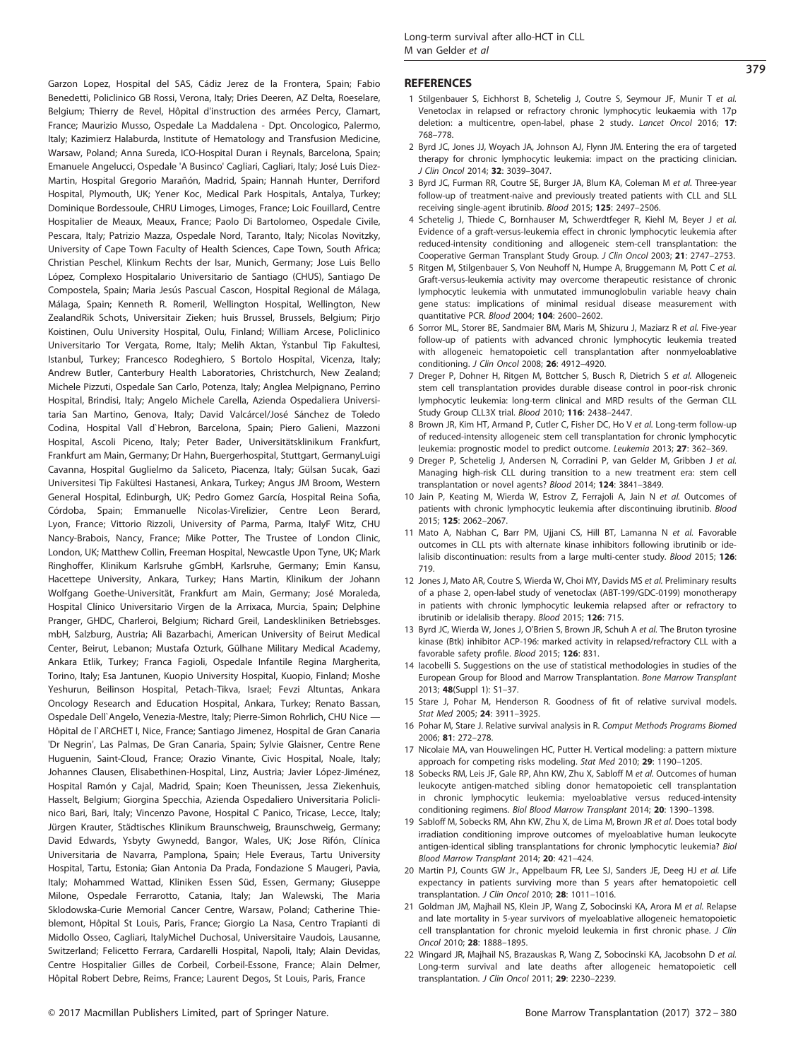Garzon Lopez, Hospital del SAS, Cádiz Jerez de la Frontera, Spain; Fabio Benedetti, Policlinico GB Rossi, Verona, Italy; Dries Deeren, AZ Delta, Roeselare, Belgium; Thierry de Revel, Hôpital d'instruction des armées Percy, Clamart, France; Maurizio Musso, Ospedale La Maddalena - Dpt. Oncologico, Palermo, Italy; Kazimierz Halaburda, Institute of Hematology and Transfusion Medicine, Warsaw, Poland; Anna Sureda, ICO-Hospital Duran i Reynals, Barcelona, Spain; Emanuele Angelucci, Ospedale 'A Businco' Cagliari, Cagliari, Italy; José Luis Diez-Martin, Hospital Gregorio Marañón, Madrid, Spain; Hannah Hunter, Derriford Hospital, Plymouth, UK; Yener Koc, Medical Park Hospitals, Antalya, Turkey; Dominique Bordessoule, CHRU Limoges, Limoges, France; Loic Fouillard, Centre Hospitalier de Meaux, Meaux, France; Paolo Di Bartolomeo, Ospedale Civile, Pescara, Italy; Patrizio Mazza, Ospedale Nord, Taranto, Italy; Nicolas Novitzky, University of Cape Town Faculty of Health Sciences, Cape Town, South Africa; Christian Peschel, Klinkum Rechts der Isar, Munich, Germany; Jose Luis Bello López, Complexo Hospitalario Universitario de Santiago (CHUS), Santiago De Compostela, Spain; Maria Jesús Pascual Cascon, Hospital Regional de Málaga, Málaga, Spain; Kenneth R. Romeril, Wellington Hospital, Wellington, New ZealandRik Schots, Universitair Zieken; huis Brussel, Brussels, Belgium; Pirjo Koistinen, Oulu University Hospital, Oulu, Finland; William Arcese, Policlinico Universitario Tor Vergata, Rome, Italy; Melih Aktan, Ýstanbul Tip Fakultesi, Istanbul, Turkey; Francesco Rodeghiero, S Bortolo Hospital, Vicenza, Italy; Andrew Butler, Canterbury Health Laboratories, Christchurch, New Zealand; Michele Pizzuti, Ospedale San Carlo, Potenza, Italy; Anglea Melpignano, Perrino Hospital, Brindisi, Italy; Angelo Michele Carella, Azienda Ospedaliera Universitaria San Martino, Genova, Italy; David Valcárcel/José Sánchez de Toledo Codina, Hospital Vall d`Hebron, Barcelona, Spain; Piero Galieni, Mazzoni Hospital, Ascoli Piceno, Italy; Peter Bader, Universitätsklinikum Frankfurt, Frankfurt am Main, Germany; Dr Hahn, Buergerhospital, Stuttgart, GermanyLuigi Cavanna, Hospital Guglielmo da Saliceto, Piacenza, Italy; Gülsan Sucak, Gazi Universitesi Tip Fakültesi Hastanesi, Ankara, Turkey; Angus JM Broom, Western General Hospital, Edinburgh, UK; Pedro Gomez García, Hospital Reina Sofia, Córdoba, Spain; Emmanuelle Nicolas-Virelizier, Centre Leon Berard, Lyon, France; Vittorio Rizzoli, University of Parma, Parma, ItalyF Witz, CHU Nancy-Brabois, Nancy, France; Mike Potter, The Trustee of London Clinic, London, UK; Matthew Collin, Freeman Hospital, Newcastle Upon Tyne, UK; Mark Ringhoffer, Klinikum Karlsruhe gGmbH, Karlsruhe, Germany; Emin Kansu, Hacettepe University, Ankara, Turkey; Hans Martin, Klinikum der Johann Wolfgang Goethe-Universität, Frankfurt am Main, Germany; José Moraleda, Hospital Clínico Universitario Virgen de la Arrixaca, Murcia, Spain; Delphine Pranger, GHDC, Charleroi, Belgium; Richard Greil, Landeskliniken Betriebsges. mbH, Salzburg, Austria; Ali Bazarbachi, American University of Beirut Medical Center, Beirut, Lebanon; Mustafa Ozturk, Gülhane Military Medical Academy, Ankara Etlik, Turkey; Franca Fagioli, Ospedale Infantile Regina Margherita, Torino, Italy; Esa Jantunen, Kuopio University Hospital, Kuopio, Finland; Moshe Yeshurun, Beilinson Hospital, Petach-Tikva, Israel; Fevzi Altuntas, Ankara Oncology Research and Education Hospital, Ankara, Turkey; Renato Bassan, Ospedale Dell`Angelo, Venezia-Mestre, Italy; Pierre-Simon Rohrlich, CHU Nice — Hôpital de l`ARCHET I, Nice, France; Santiago Jimenez, Hospital de Gran Canaria 'Dr Negrin', Las Palmas, De Gran Canaria, Spain; Sylvie Glaisner, Centre Rene Huguenin, Saint-Cloud, France; Orazio Vinante, Civic Hospital, Noale, Italy; Johannes Clausen, Elisabethinen-Hospital, Linz, Austria; Javier López-Jiménez, Hospital Ramón y Cajal, Madrid, Spain; Koen Theunissen, Jessa Ziekenhuis, Hasselt, Belgium; Giorgina Specchia, Azienda Ospedaliero Universitaria Policlinico Bari, Bari, Italy; Vincenzo Pavone, Hospital C Panico, Tricase, Lecce, Italy; Jürgen Krauter, Städtisches Klinikum Braunschweig, Braunschweig, Germany; David Edwards, Ysbyty Gwynedd, Bangor, Wales, UK; Jose Rifón, Clínica Universitaria de Navarra, Pamplona, Spain; Hele Everaus, Tartu University Hospital, Tartu, Estonia; Gian Antonia Da Prada, Fondazione S Maugeri, Pavia, Italy; Mohammed Wattad, Kliniken Essen Süd, Essen, Germany; Giuseppe Milone, Ospedale Ferrarotto, Catania, Italy; Jan Walewski, The Maria Sklodowska-Curie Memorial Cancer Centre, Warsaw, Poland; Catherine Thieblemont, Hôpital St Louis, Paris, France; Giorgio La Nasa, Centro Trapianti di Midollo Osseo, Cagliari, ItalyMichel Duchosal, Universitaire Vaudois, Lausanne, Switzerland; Felicetto Ferrara, Cardarelli Hospital, Napoli, Italy; Alain Devidas, Centre Hospitalier Gilles de Corbeil, Corbeil-Essone, France; Alain Delmer, Hôpital Robert Debre, Reims, France; Laurent Degos, St Louis, Paris, France

## REFERENCES

1. Stilgenbauer S, Eichhorst B, Schetelig J, Coutre S, Seymour JF, Munir T *et al.* Venetoclax in relapsed or refractory chronic lymphocytic leukaemia with 17p deletion: a multicentre, open-label, phase 2 study. *Lancet Oncol* 2016; **17**: 768–778.
2. Byrd JC, Jones JJ, Woyach JA, Johnson AJ, Flynn JM. Entering the era of targeted therapy for chronic lymphocytic leukemia: impact on the practicing clinician. *J Clin Oncol* 2014; **32**: 3039–3047.
3. Byrd JC, Furman RR, Coutre SE, Burger JA, Blum KA, Coleman M *et al.* Three-year follow-up of treatment-naive and previously treated patients with CLL and SLL receiving single-agent ibrutinib. *Blood* 2015; **125**: 2497–2506.
4. Schetelig J, Thiede C, Bornhauser M, Schwerdtfeger R, Kiehl M, Beyer J *et al.* Evidence of a graft-versus-leukemia effect in chronic lymphocytic leukemia after reduced-intensity conditioning and allogeneic stem-cell transplantation: the Cooperative German Transplant Study Group. *J Clin Oncol* 2003; **21**: 2747–2753.
5. Ritgen M, Stilgenbauer S, Von Neuhoff N, Humpe A, Bruggemann M, Pott C *et al.* Graft-versus-leukemia activity may overcome therapeutic resistance of chronic lymphocytic leukemia with unmutated immunoglobulin variable heavy chain gene status: implications of minimal residual disease measurement with quantitative PCR. *Blood* 2004; **104**: 2600–2602.
6. Sorror ML, Storer BE, Sandmaier BM, Maris M, Shizuru J, Maziarz R *et al.* Five-year follow-up of patients with advanced chronic lymphocytic leukemia treated with allogeneic hematopoietic cell transplantation after nonmyeloablative conditioning. *J Clin Oncol* 2008; **26**: 4912–4920.
7. Dreger P, Dohner H, Ritgen M, Bottcher S, Busch R, Dietrich S *et al.* Allogeneic stem cell transplantation provides durable disease control in poor-risk chronic lymphocytic leukemia: long-term clinical and MRD results of the German CLL Study Group CLL3X trial. *Blood* 2010; **116**: 2438–2447.
8. Brown JR, Kim HT, Armand P, Cutler C, Fisher DC, Ho V *et al.* Long-term follow-up of reduced-intensity allogeneic stem cell transplantation for chronic lymphocytic leukemia: prognostic model to predict outcome. *Leukemia* 2013; **27**: 362–369.
9. Dreger P, Schetelig J, Andersen N, Corradini P, van Gelder M, Gribben J *et al.* Managing high-risk CLL during transition to a new treatment era: stem cell transplantation or novel agents? *Blood* 2014; **124**: 3841–3849.
10. Jain P, Keating M, Wierda W, Estrov Z, Ferrajoli A, Jain N *et al.* Outcomes of patients with chronic lymphocytic leukemia after discontinuing ibrutinib. *Blood* 2015; **125**: 2062–2067.
11. Mato A, Nabhan C, Barr PM, Ujjani CS, Hill BT, Lamanna N *et al.* Favorable outcomes in CLL pts with alternate kinase inhibitors following ibrutinib or idelalisib discontinuation: results from a large multi-center study. *Blood* 2015; **126**: 719.
12. Jones J, Mato AR, Coutre S, Wierda W, Choi MY, Davids MS *et al.* Preliminary results of a phase 2, open-label study of venetoclax (ABT-199/GDC-0199) monotherapy in patients with chronic lymphocytic leukemia relapsed after or refractory to ibrutinib or idelalisib therapy. *Blood* 2015; **126**: 715.
13. Byrd JC, Wierda W, Jones J, O'Brien S, Brown JR, Schuh A *et al.* The Bruton tyrosine kinase (Btk) inhibitor ACP-196: marked activity in relapsed/refractory CLL with a favorable safety profile. *Blood* 2015; **126**: 831.
14. Iacobelli S. Suggestions on the use of statistical methodologies in studies of the European Group for Blood and Marrow Transplantation. *Bone Marrow Transplant* 2013; **48**(Suppl 1): S1–37.
15. Stare J, Pohar M, Henderson R. Goodness of fit of relative survival models. *Stat Med* 2005; **24**: 3911–3925.
16. Pohar M, Stare J. Relative survival analysis in R. *Comput Methods Programs Biomed* 2006; **81**: 272–278.
17. Nicolaie MA, van Houwelingen HC, Putter H. Vertical modeling: a pattern mixture approach for competing risks modeling. *Stat Med* 2010; **29**: 1190–1205.
18. Sobecks RM, Leis JF, Gale RP, Ahn KW, Zhu X, Sabloff M *et al.* Outcomes of human leukocyte antigen-matched sibling donor hematopoietic cell transplantation in chronic lymphocytic leukemia: myeloablative versus reduced-intensity conditioning regimens. *Biol Blood Marrow Transplant* 2014; **20**: 1390–1398.
19. Sabloff M, Sobecks RM, Ahn KW, Zhu X, de Lima M, Brown JR *et al.* Does total body irradiation conditioning improve outcomes of myeloablative human leukocyte antigen-identical sibling transplantations for chronic lymphocytic leukemia? *Biol Blood Marrow Transplant* 2014; **20**: 421–424.
20. Martin PJ, Counts GW Jr., Appelbaum FR, Lee SJ, Sanders JE, Deeg HJ *et al.* Life expectancy in patients surviving more than 5 years after hematopoietic cell transplantation. *J Clin Oncol* 2010; **28**: 1011–1016.
21. Goldman JM, Majhail NS, Klein JP, Wang Z, Sobocinski KA, Arora M *et al.* Relapse and late mortality in 5-year survivors of myeloablative allogeneic hematopoietic cell transplantation for chronic myeloid leukemia in first chronic phase. *J Clin Oncol* 2010; **28**: 1888–1895.
22. Wingard JR, Majhail NS, Brazauskas R, Wang Z, Sobocinski KA, Jacobsohn D *et al.* Long-term survival and late deaths after allogeneic hematopoietic cell transplantation. *J Clin Oncol* 2011; **29**: 2230–2239.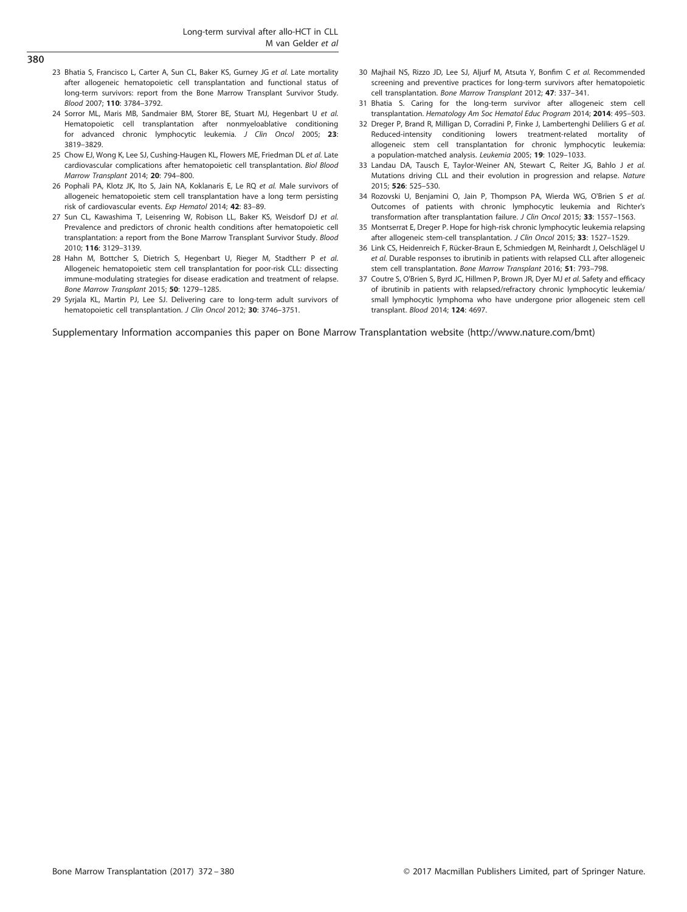23 Bhatia S, Francisco L, Carter A, Sun CL, Baker KS, Gurney JG *et al.* Late mortality after allogeneic hematopoietic cell transplantation and functional status of long-term survivors: report from the Bone Marrow Transplant Survivor Study. *Blood* 2007; **110**: 3784–3792.

24 Sorror ML, Maris MB, Sandmaier BM, Storer BE, Stuart MJ, Hegenbart U *et al.* Hematopoietic cell transplantation after nonmyeloablative conditioning for advanced chronic lymphocytic leukemia. *J Clin Oncol* 2005; **23**: 3819–3829.

25 Chow EJ, Wong K, Lee SJ, Cushing-Haugen KL, Flowers ME, Friedman DL *et al.* Late cardiovascular complications after hematopoietic cell transplantation. *Biol Blood Marrow Transplant* 2014; **20**: 794–800.

26 Pophali PA, Klotz JK, Ito S, Jain NA, Koklanaris E, Le RQ *et al.* Male survivors of allogeneic hematopoietic stem cell transplantation have a long term persisting risk of cardiovascular events. *Exp Hematol* 2014; **42**: 83–89.

27 Sun CL, Kawashima T, Leisenring W, Robison LL, Baker KS, Weisdorf DJ *et al.* Prevalence and predictors of chronic health conditions after hematopoietic cell transplantation: a report from the Bone Marrow Transplant Survivor Study. *Blood* 2010; **116**: 3129–3139.

28 Hahn M, Bottcher S, Dietrich S, Hegenbart U, Rieger M, Stadtherr P *et al.* Allogeneic hematopoietic stem cell transplantation for poor-risk CLL: dissecting immune-modulating strategies for disease eradication and treatment of relapse. *Bone Marrow Transplant* 2015; **50**: 1279–1285.

29 Syrjala KL, Martin PJ, Lee SJ. Delivering care to long-term adult survivors of hematopoietic cell transplantation. *J Clin Oncol* 2012; **30**: 3746–3751.

30 Majhail NS, Rizzo JD, Lee SJ, Aljurf M, Atsuta Y, Bonfim C *et al.* Recommended screening and preventive practices for long-term survivors after hematopoietic cell transplantation. *Bone Marrow Transplant* 2012; **47**: 337–341.

31 Bhatia S. Caring for the long-term survivor after allogeneic stem cell transplantation. *Hematology Am Soc Hematol Educ Program* 2014; **2014**: 495–503.

32 Dreger P, Brand R, Milligan D, Corradini P, Finke J, Lambertenghi Deliliers G *et al.* Reduced-intensity conditioning lowers treatment-related mortality of allogeneic stem cell transplantation for chronic lymphocytic leukemia: a population-matched analysis. *Leukemia* 2005; **19**: 1029–1033.

33 Landau DA, Tausch E, Taylor-Weiner AN, Stewart C, Reiter JG, Bahlo J *et al.* Mutations driving CLL and their evolution in progression and relapse. *Nature* 2015; **526**: 525–530.

34 Rozovski U, Benjamini O, Jain P, Thompson PA, Wierda WG, O'Brien S *et al.* Outcomes of patients with chronic lymphocytic leukemia and Richter's transformation after transplantation failure. *J Clin Oncol* 2015; **33**: 1557–1563.

35 Montserrat E, Dreger P. Hope for high-risk chronic lymphocytic leukemia relapsing after allogeneic stem-cell transplantation. *J Clin Oncol* 2015; **33**: 1527–1529.

36 Link CS, Heidenreich F, Rücker-Braun E, Schmiedgen M, Reinhardt J, Oelschlägel U *et al.* Durable responses to ibrutinib in patients with relapsed CLL after allogeneic stem cell transplantation. *Bone Marrow Transplant* 2016; **51**: 793–798.

37 Coutre S, O'Brien S, Byrd JC, Hillmen P, Brown JR, Dyer MJ *et al.* Safety and efficacy of ibrutinib in patients with relapsed/refractory chronic lymphocytic leukemia/small lymphocytic lymphoma who have undergone prior allogeneic stem cell transplant. *Blood* 2014; **124**: 4697.

Supplementary Information accompanies this paper on Bone Marrow Transplantation website (http://www.nature.com/bmt)